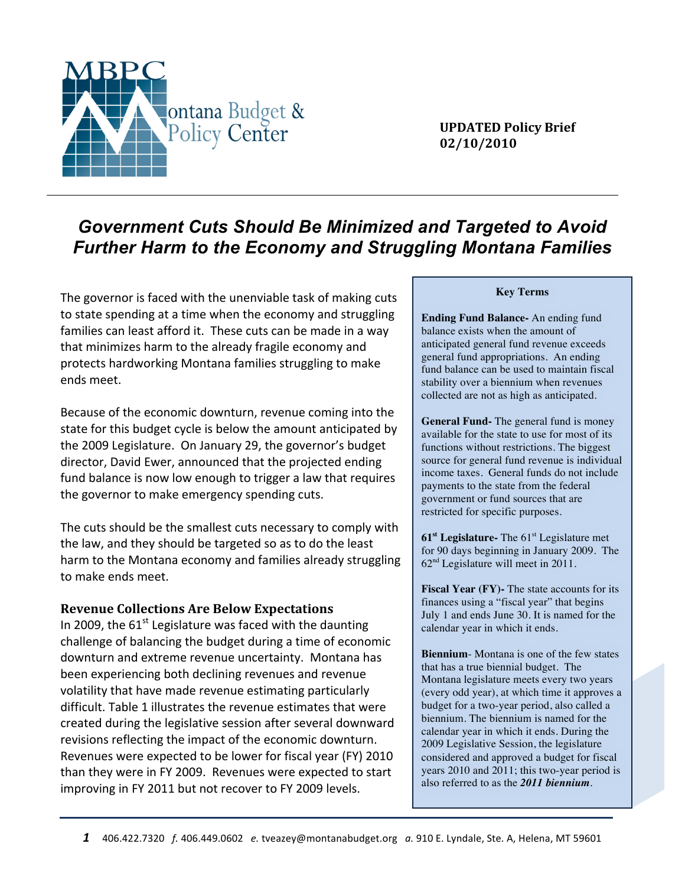Montana Budget & Policy Center

**UPDATED Policy Brief**
**02/10/2010**

# *Government Cuts Should Be Minimized and Targeted to Avoid Further Harm to the Economy and Struggling Montana Families*

The governor is faced with the unenviable task of making cuts to state spending at a time when the economy and struggling families can least afford it. These cuts can be made in a way that minimizes harm to the already fragile economy and protects hardworking Montana families struggling to make ends meet.

Because of the economic downturn, revenue coming into the state for this budget cycle is below the amount anticipated by the 2009 Legislature. On January 29, the governor's budget director, David Ewer, announced that the projected ending fund balance is now low enough to trigger a law that requires the governor to make emergency spending cuts.

The cuts should be the smallest cuts necessary to comply with the law, and they should be targeted so as to do the least harm to the Montana economy and families already struggling to make ends meet.

## Revenue Collections Are Below Expectations

In 2009, the 61st Legislature was faced with the daunting challenge of balancing the budget during a time of economic downturn and extreme revenue uncertainty. Montana has been experiencing both declining revenues and revenue volatility that have made revenue estimating particularly difficult. Table 1 illustrates the revenue estimates that were created during the legislative session after several downward revisions reflecting the impact of the economic downturn. Revenues were expected to be lower for fiscal year (FY) 2010 than they were in FY 2009. Revenues were expected to start improving in FY 2011 but not recover to FY 2009 levels.

> **Key Terms**
>
> **Ending Fund Balance-** An ending fund balance exists when the amount of anticipated general fund revenue exceeds general fund appropriations. An ending fund balance can be used to maintain fiscal stability over a biennium when revenues collected are not as high as anticipated.
>
> **General Fund-** The general fund is money available for the state to use for most of its functions without restrictions. The biggest source for general fund revenue is individual income taxes. General funds do not include payments to the state from the federal government or fund sources that are restricted for specific purposes.
>
> **61st Legislature-** The 61st Legislature met for 90 days beginning in January 2009. The 62nd Legislature will meet in 2011.
>
> **Fiscal Year (FY)-** The state accounts for its finances using a "fiscal year" that begins July 1 and ends June 30. It is named for the calendar year in which it ends.
>
> **Biennium-** Montana is one of the few states that has a true biennial budget. The Montana legislature meets every two years (every odd year), at which time it approves a budget for a two-year period, also called a biennium. The biennium is named for the calendar year in which it ends. During the 2009 Legislative Session, the legislature considered and approved a budget for fiscal years 2010 and 2011; this two-year period is also referred to as the ***2011 biennium***.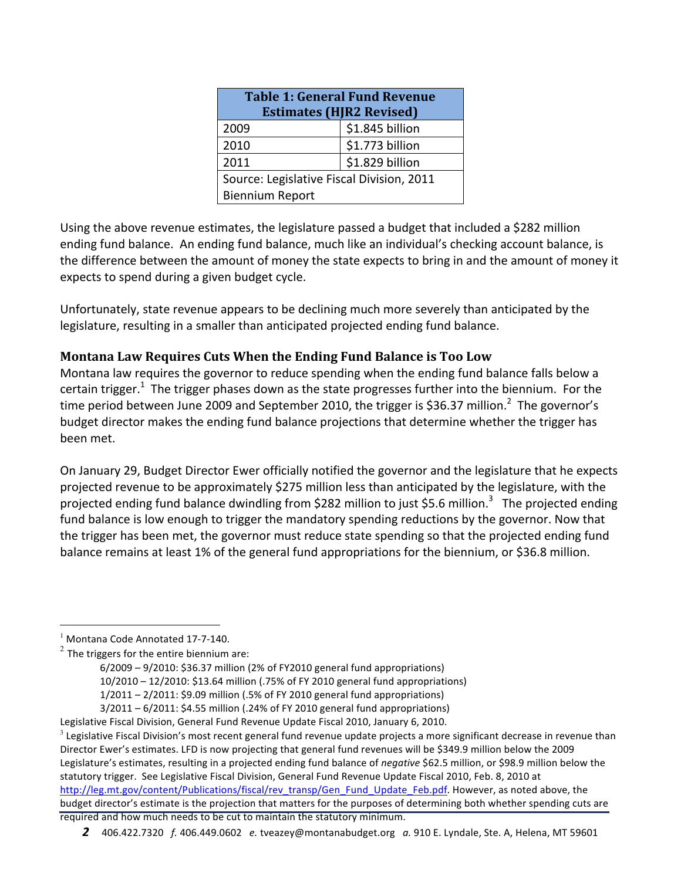| Table 1: General Fund Revenue Estimates (HJR2 Revised) | |
|---|---|
| 2009 | $1.845 billion |
| 2010 | $1.773 billion |
| 2011 | $1.829 billion |
| Source: Legislative Fiscal Division, 2011 Biennium Report | |

Using the above revenue estimates, the legislature passed a budget that included a $282 million ending fund balance. An ending fund balance, much like an individual's checking account balance, is the difference between the amount of money the state expects to bring in and the amount of money it expects to spend during a given budget cycle.

Unfortunately, state revenue appears to be declining much more severely than anticipated by the legislature, resulting in a smaller than anticipated projected ending fund balance.

### Montana Law Requires Cuts When the Ending Fund Balance is Too Low

Montana law requires the governor to reduce spending when the ending fund balance falls below a certain trigger.[1] The trigger phases down as the state progresses further into the biennium. For the time period between June 2009 and September 2010, the trigger is $36.37 million.[2] The governor's budget director makes the ending fund balance projections that determine whether the trigger has been met.

On January 29, Budget Director Ewer officially notified the governor and the legislature that he expects projected revenue to be approximately $275 million less than anticipated by the legislature, with the projected ending fund balance dwindling from $282 million to just $5.6 million.[3] The projected ending fund balance is low enough to trigger the mandatory spending reductions by the governor. Now that the trigger has been met, the governor must reduce state spending so that the projected ending fund balance remains at least 1% of the general fund appropriations for the biennium, or $36.8 million.

---

[1] Montana Code Annotated 17-7-140.

[2] The triggers for the entire biennium are:

- 6/2009 – 9/2010: $36.37 million (2% of FY2010 general fund appropriations)
- 10/2010 – 12/2010: $13.64 million (.75% of FY 2010 general fund appropriations)
- 1/2011 – 2/2011: $9.09 million (.5% of FY 2010 general fund appropriations)
- 3/2011 – 6/2011: $4.55 million (.24% of FY 2010 general fund appropriations)

Legislative Fiscal Division, General Fund Revenue Update Fiscal 2010, January 6, 2010.

[3] Legislative Fiscal Division's most recent general fund revenue update projects a more significant decrease in revenue than Director Ewer's estimates. LFD is now projecting that general fund revenues will be $349.9 million below the 2009 Legislature's estimates, resulting in a projected ending fund balance of *negative* $62.5 million, or $98.9 million below the statutory trigger. See Legislative Fiscal Division, General Fund Revenue Update Fiscal 2010, Feb. 8, 2010 at http://leg.mt.gov/content/Publications/fiscal/rev_transp/Gen_Fund_Update_Feb.pdf. However, as noted above, the budget director's estimate is the projection that matters for the purposes of determining both whether spending cuts are required and how much needs to be cut to maintain the statutory minimum.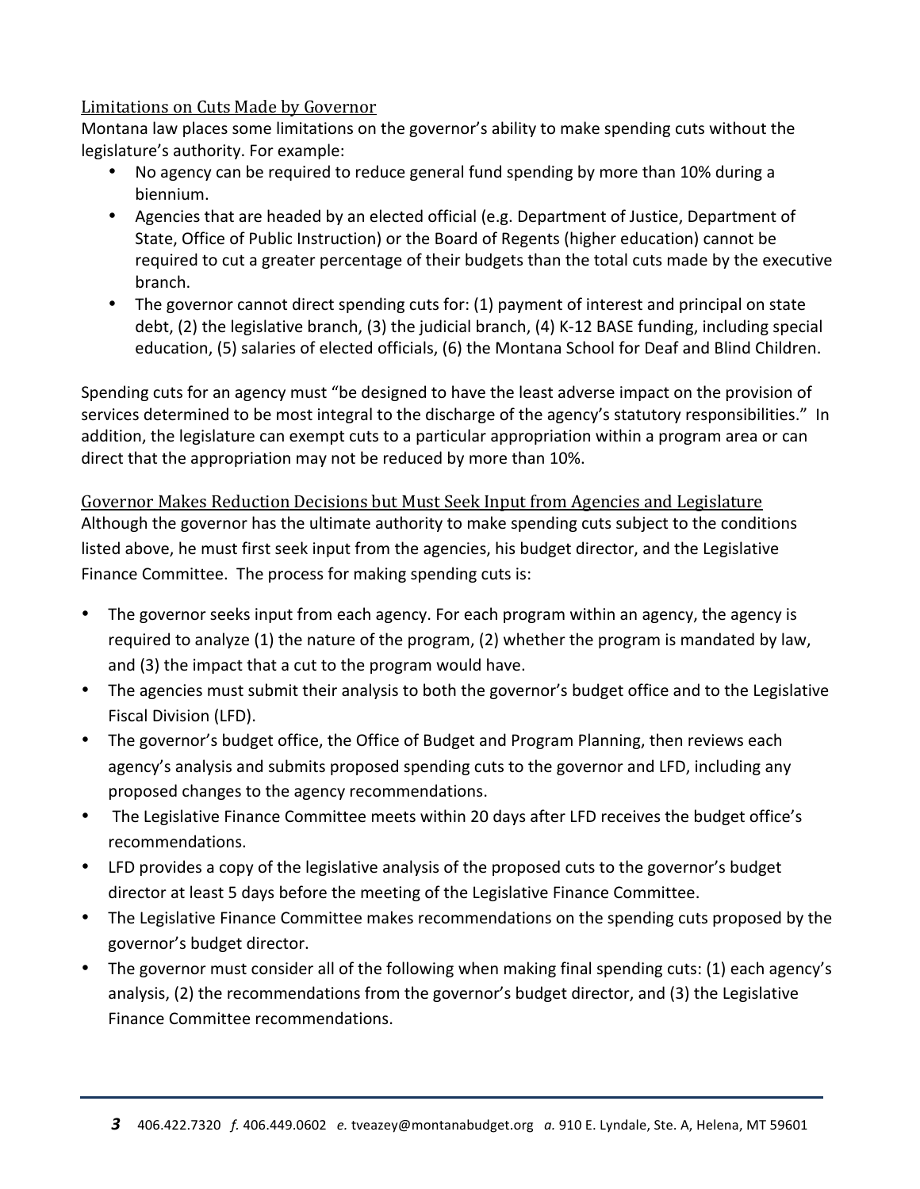### Limitations on Cuts Made by Governor

Montana law places some limitations on the governor's ability to make spending cuts without the legislature's authority. For example:

- No agency can be required to reduce general fund spending by more than 10% during a biennium.
- Agencies that are headed by an elected official (e.g. Department of Justice, Department of State, Office of Public Instruction) or the Board of Regents (higher education) cannot be required to cut a greater percentage of their budgets than the total cuts made by the executive branch.
- The governor cannot direct spending cuts for: (1) payment of interest and principal on state debt, (2) the legislative branch, (3) the judicial branch, (4) K-12 BASE funding, including special education, (5) salaries of elected officials, (6) the Montana School for Deaf and Blind Children.

Spending cuts for an agency must "be designed to have the least adverse impact on the provision of services determined to be most integral to the discharge of the agency's statutory responsibilities." In addition, the legislature can exempt cuts to a particular appropriation within a program area or can direct that the appropriation may not be reduced by more than 10%.

### Governor Makes Reduction Decisions but Must Seek Input from Agencies and Legislature

Although the governor has the ultimate authority to make spending cuts subject to the conditions listed above, he must first seek input from the agencies, his budget director, and the Legislative Finance Committee. The process for making spending cuts is:

- The governor seeks input from each agency. For each program within an agency, the agency is required to analyze (1) the nature of the program, (2) whether the program is mandated by law, and (3) the impact that a cut to the program would have.
- The agencies must submit their analysis to both the governor's budget office and to the Legislative Fiscal Division (LFD).
- The governor's budget office, the Office of Budget and Program Planning, then reviews each agency's analysis and submits proposed spending cuts to the governor and LFD, including any proposed changes to the agency recommendations.
- The Legislative Finance Committee meets within 20 days after LFD receives the budget office's recommendations.
- LFD provides a copy of the legislative analysis of the proposed cuts to the governor's budget director at least 5 days before the meeting of the Legislative Finance Committee.
- The Legislative Finance Committee makes recommendations on the spending cuts proposed by the governor's budget director.
- The governor must consider all of the following when making final spending cuts: (1) each agency's analysis, (2) the recommendations from the governor's budget director, and (3) the Legislative Finance Committee recommendations.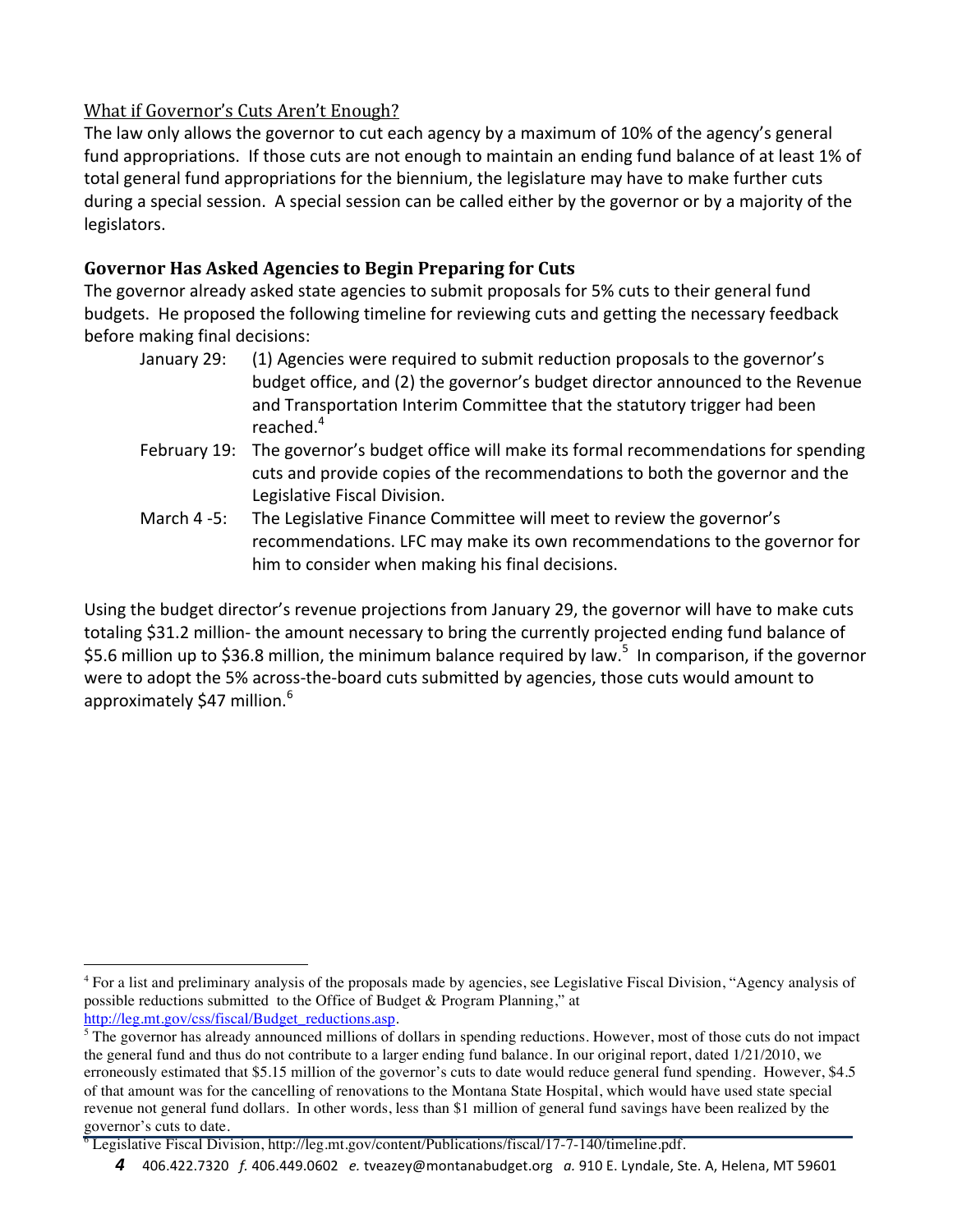What if Governor's Cuts Aren't Enough?

The law only allows the governor to cut each agency by a maximum of 10% of the agency's general fund appropriations. If those cuts are not enough to maintain an ending fund balance of at least 1% of total general fund appropriations for the biennium, the legislature may have to make further cuts during a special session. A special session can be called either by the governor or by a majority of the legislators.

### Governor Has Asked Agencies to Begin Preparing for Cuts

The governor already asked state agencies to submit proposals for 5% cuts to their general fund budgets. He proposed the following timeline for reviewing cuts and getting the necessary feedback before making final decisions:

- January 29: (1) Agencies were required to submit reduction proposals to the governor's budget office, and (2) the governor's budget director announced to the Revenue and Transportation Interim Committee that the statutory trigger had been reached.[4]
- February 19: The governor's budget office will make its formal recommendations for spending cuts and provide copies of the recommendations to both the governor and the Legislative Fiscal Division.
- March 4 -5: The Legislative Finance Committee will meet to review the governor's recommendations. LFC may make its own recommendations to the governor for him to consider when making his final decisions.

Using the budget director's revenue projections from January 29, the governor will have to make cuts totaling $31.2 million- the amount necessary to bring the currently projected ending fund balance of $5.6 million up to $36.8 million, the minimum balance required by law.[5] In comparison, if the governor were to adopt the 5% across-the-board cuts submitted by agencies, those cuts would amount to approximately $47 million.[6]

---

[4] For a list and preliminary analysis of the proposals made by agencies, see Legislative Fiscal Division, "Agency analysis of possible reductions submitted to the Office of Budget & Program Planning," at http://leg.mt.gov/css/fiscal/Budget_reductions.asp.

[5] The governor has already announced millions of dollars in spending reductions. However, most of those cuts do not impact the general fund and thus do not contribute to a larger ending fund balance. In our original report, dated 1/21/2010, we erroneously estimated that $5.15 million of the governor's cuts to date would reduce general fund spending. However, $4.5 of that amount was for the cancelling of renovations to the Montana State Hospital, which would have used state special revenue not general fund dollars. In other words, less than $1 million of general fund savings have been realized by the governor's cuts to date.

[6] Legislative Fiscal Division, http://leg.mt.gov/content/Publications/fiscal/17-7-140/timeline.pdf.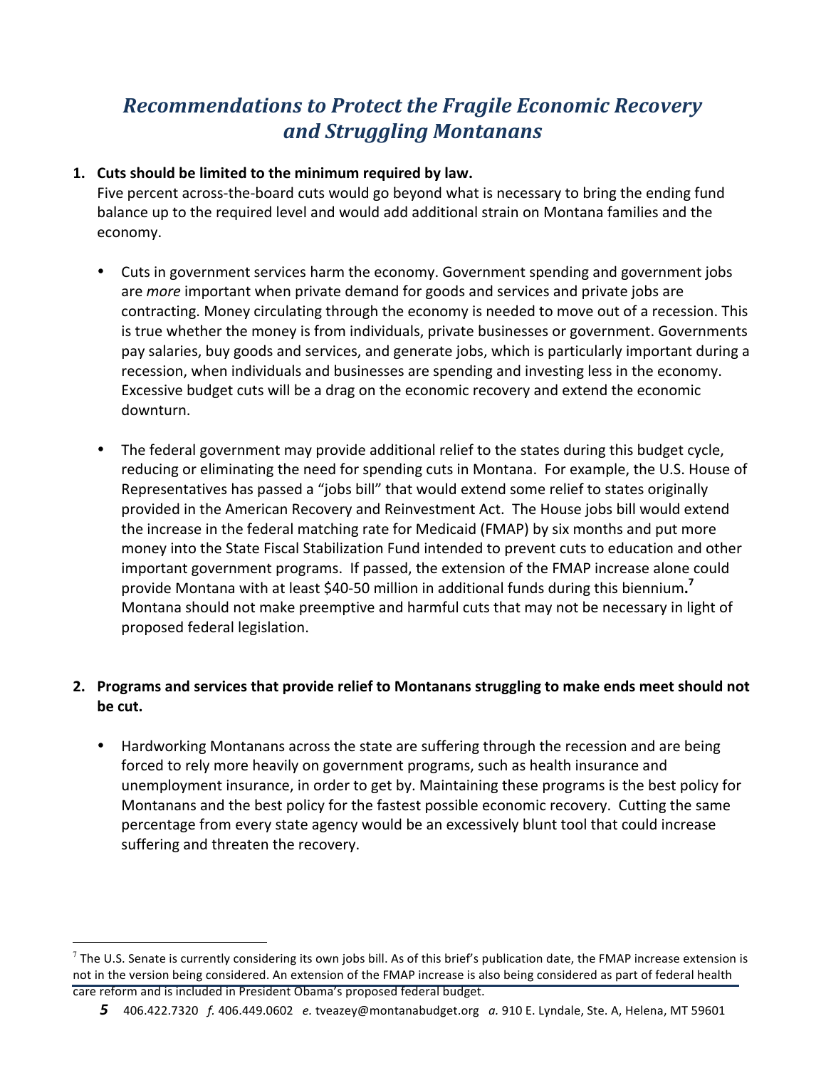## *Recommendations to Protect the Fragile Economic Recovery and Struggling Montanans*

1. **Cuts should be limited to the minimum required by law.**
   Five percent across-the-board cuts would go beyond what is necessary to bring the ending fund balance up to the required level and would add additional strain on Montana families and the economy.

   - Cuts in government services harm the economy. Government spending and government jobs are *more* important when private demand for goods and services and private jobs are contracting. Money circulating through the economy is needed to move out of a recession. This is true whether the money is from individuals, private businesses or government. Governments pay salaries, buy goods and services, and generate jobs, which is particularly important during a recession, when individuals and businesses are spending and investing less in the economy. Excessive budget cuts will be a drag on the economic recovery and extend the economic downturn.

   - The federal government may provide additional relief to the states during this budget cycle, reducing or eliminating the need for spending cuts in Montana. For example, the U.S. House of Representatives has passed a "jobs bill" that would extend some relief to states originally provided in the American Recovery and Reinvestment Act. The House jobs bill would extend the increase in the federal matching rate for Medicaid (FMAP) by six months and put more money into the State Fiscal Stabilization Fund intended to prevent cuts to education and other important government programs. If passed, the extension of the FMAP increase alone could provide Montana with at least $40-50 million in additional funds during this biennium.[7] Montana should not make preemptive and harmful cuts that may not be necessary in light of proposed federal legislation.

2. **Programs and services that provide relief to Montanans struggling to make ends meet should not be cut.**

   - Hardworking Montanans across the state are suffering through the recession and are being forced to rely more heavily on government programs, such as health insurance and unemployment insurance, in order to get by. Maintaining these programs is the best policy for Montanans and the best policy for the fastest possible economic recovery. Cutting the same percentage from every state agency would be an excessively blunt tool that could increase suffering and threaten the recovery.

---

[7] The U.S. Senate is currently considering its own jobs bill. As of this brief's publication date, the FMAP increase extension is not in the version being considered. An extension of the FMAP increase is also being considered as part of federal health care reform and is included in President Obama's proposed federal budget.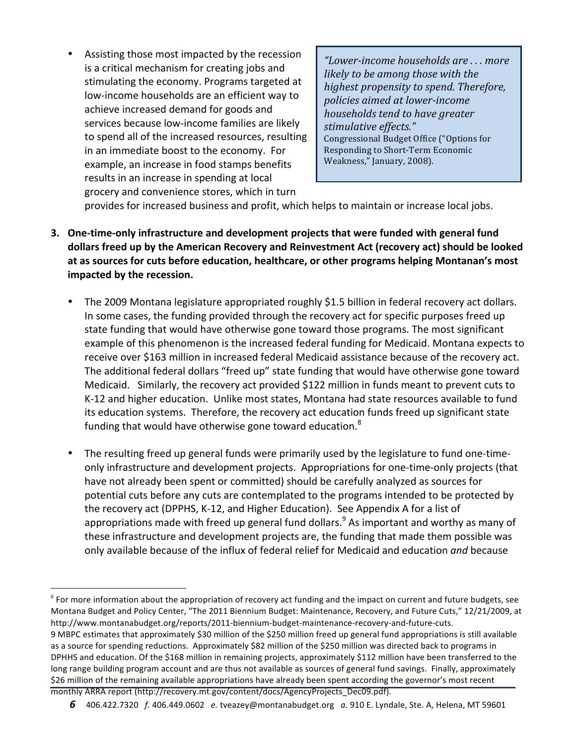- Assisting those most impacted by the recession is a critical mechanism for creating jobs and stimulating the economy. Programs targeted at low-income households are an efficient way to achieve increased demand for goods and services because low-income families are likely to spend all of the increased resources, resulting in an immediate boost to the economy. For example, an increase in food stamps benefits results in an increase in spending at local grocery and convenience stores, which in turn provides for increased business and profit, which helps to maintain or increase local jobs.

> *"Lower-income households are . . . more likely to be among those with the highest propensity to spend. Therefore, policies aimed at lower-income households tend to have greater stimulative effects."*
> Congressional Budget Office ("Options for Responding to Short-Term Economic Weakness," January, 2008).

3. **One-time-only infrastructure and development projects that were funded with general fund dollars freed up by the American Recovery and Reinvestment Act (recovery act) should be looked at as sources for cuts before education, healthcare, or other programs helping Montanan's most impacted by the recession.**

   - The 2009 Montana legislature appropriated roughly $1.5 billion in federal recovery act dollars. In some cases, the funding provided through the recovery act for specific purposes freed up state funding that would have otherwise gone toward those programs. The most significant example of this phenomenon is the increased federal funding for Medicaid. Montana expects to receive over $163 million in increased federal Medicaid assistance because of the recovery act. The additional federal dollars "freed up" state funding that would have otherwise gone toward Medicaid. Similarly, the recovery act provided $122 million in funds meant to prevent cuts to K-12 and higher education. Unlike most states, Montana had state resources available to fund its education systems. Therefore, the recovery act education funds freed up significant state funding that would have otherwise gone toward education.[8]

   - The resulting freed up general funds were primarily used by the legislature to fund one-time-only infrastructure and development projects. Appropriations for one-time-only projects (that have not already been spent or committed) should be carefully analyzed as sources for potential cuts before any cuts are contemplated to the programs intended to be protected by the recovery act (DPPHS, K-12, and Higher Education). See Appendix A for a list of appropriations made with freed up general fund dollars.[9] As important and worthy as many of these infrastructure and development projects are, the funding that made them possible was only available because of the influx of federal relief for Medicaid and education *and* because

---

[8] For more information about the appropriation of recovery act funding and the impact on current and future budgets, see Montana Budget and Policy Center, "The 2011 Biennium Budget: Maintenance, Recovery, and Future Cuts," 12/21/2009, at http://www.montanabudget.org/reports/2011-biennium-budget-maintenance-recovery-and-future-cuts.

9 MBPC estimates that approximately $30 million of the $250 million freed up general fund appropriations is still available as a source for spending reductions. Approximately $82 million of the $250 million was directed back to programs in DPHHS and education. Of the $168 million in remaining projects, approximately $112 million have been transferred to the long range building program account and are thus not available as sources of general fund savings. Finally, approximately $26 million of the remaining available appropriations have already been spent according the governor's most recent monthly ARRA report (http://recovery.mt.gov/content/docs/AgencyProjects_Dec09.pdf).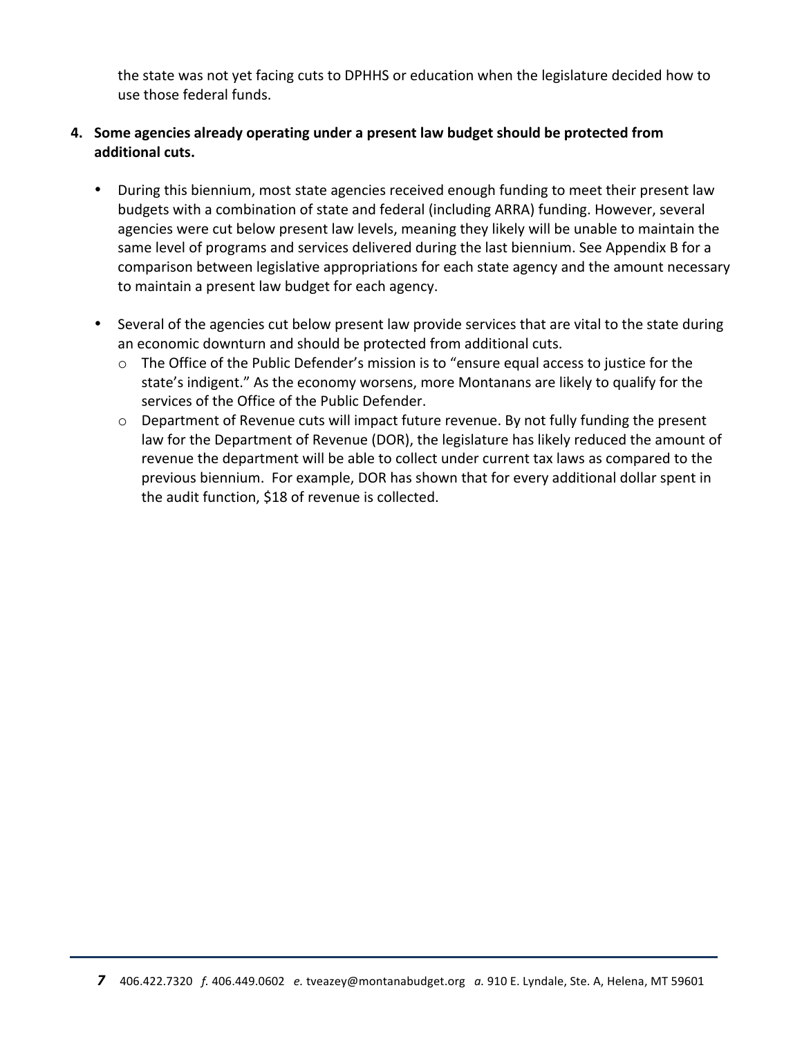the state was not yet facing cuts to DPHHS or education when the legislature decided how to use those federal funds.

4. **Some agencies already operating under a present law budget should be protected from additional cuts.**

   - During this biennium, most state agencies received enough funding to meet their present law budgets with a combination of state and federal (including ARRA) funding. However, several agencies were cut below present law levels, meaning they likely will be unable to maintain the same level of programs and services delivered during the last biennium. See Appendix B for a comparison between legislative appropriations for each state agency and the amount necessary to maintain a present law budget for each agency.

   - Several of the agencies cut below present law provide services that are vital to the state during an economic downturn and should be protected from additional cuts.
     - The Office of the Public Defender's mission is to "ensure equal access to justice for the state's indigent." As the economy worsens, more Montanans are likely to qualify for the services of the Office of the Public Defender.
     - Department of Revenue cuts will impact future revenue. By not fully funding the present law for the Department of Revenue (DOR), the legislature has likely reduced the amount of revenue the department will be able to collect under current tax laws as compared to the previous biennium. For example, DOR has shown that for every additional dollar spent in the audit function, $18 of revenue is collected.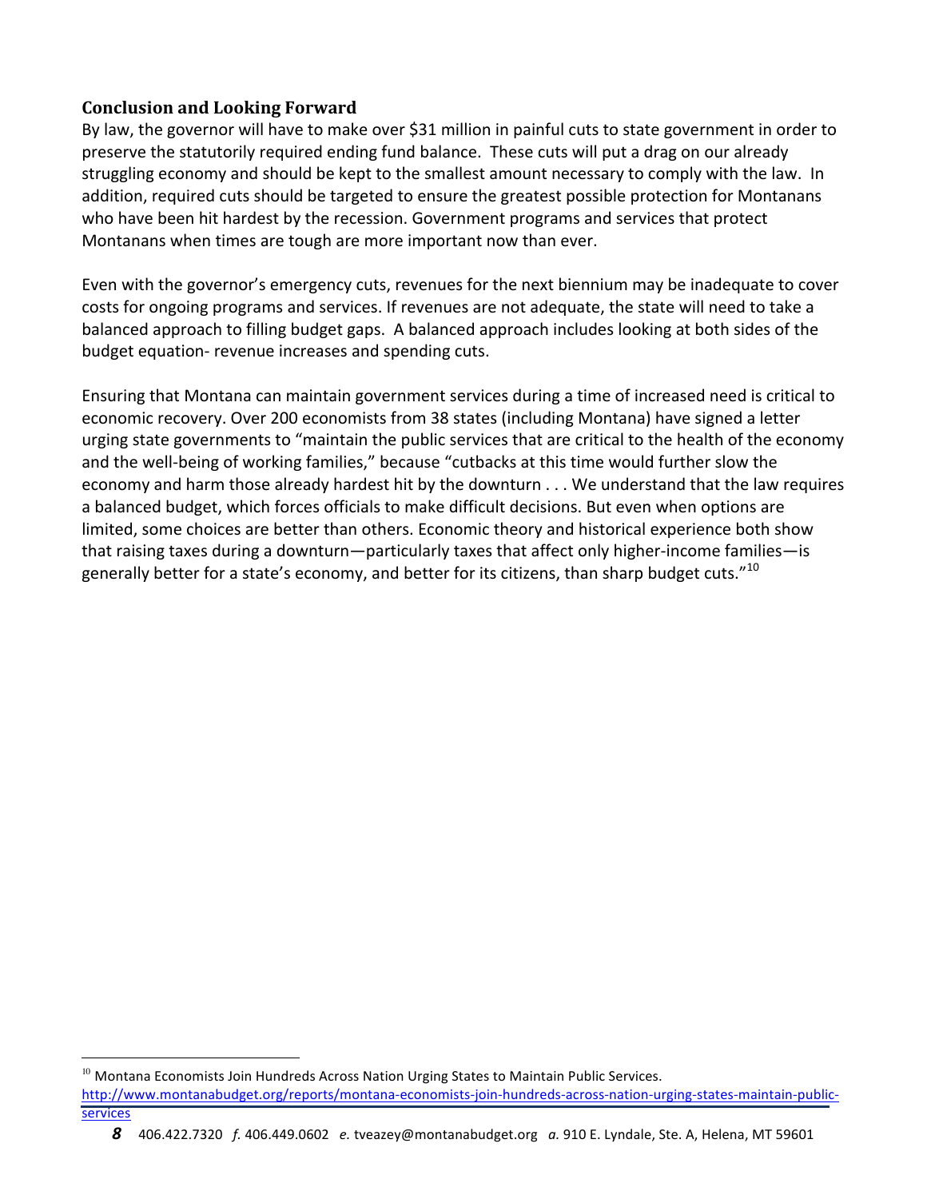## Conclusion and Looking Forward

By law, the governor will have to make over $31 million in painful cuts to state government in order to preserve the statutorily required ending fund balance. These cuts will put a drag on our already struggling economy and should be kept to the smallest amount necessary to comply with the law. In addition, required cuts should be targeted to ensure the greatest possible protection for Montanans who have been hit hardest by the recession. Government programs and services that protect Montanans when times are tough are more important now than ever.

Even with the governor's emergency cuts, revenues for the next biennium may be inadequate to cover costs for ongoing programs and services. If revenues are not adequate, the state will need to take a balanced approach to filling budget gaps. A balanced approach includes looking at both sides of the budget equation- revenue increases and spending cuts.

Ensuring that Montana can maintain government services during a time of increased need is critical to economic recovery. Over 200 economists from 38 states (including Montana) have signed a letter urging state governments to "maintain the public services that are critical to the health of the economy and the well-being of working families," because "cutbacks at this time would further slow the economy and harm those already hardest hit by the downturn . . . We understand that the law requires a balanced budget, which forces officials to make difficult decisions. But even when options are limited, some choices are better than others. Economic theory and historical experience both show that raising taxes during a downturn—particularly taxes that affect only higher-income families—is generally better for a state's economy, and better for its citizens, than sharp budget cuts."[10]

---

[10] Montana Economists Join Hundreds Across Nation Urging States to Maintain Public Services. http://www.montanabudget.org/reports/montana-economists-join-hundreds-across-nation-urging-states-maintain-public-services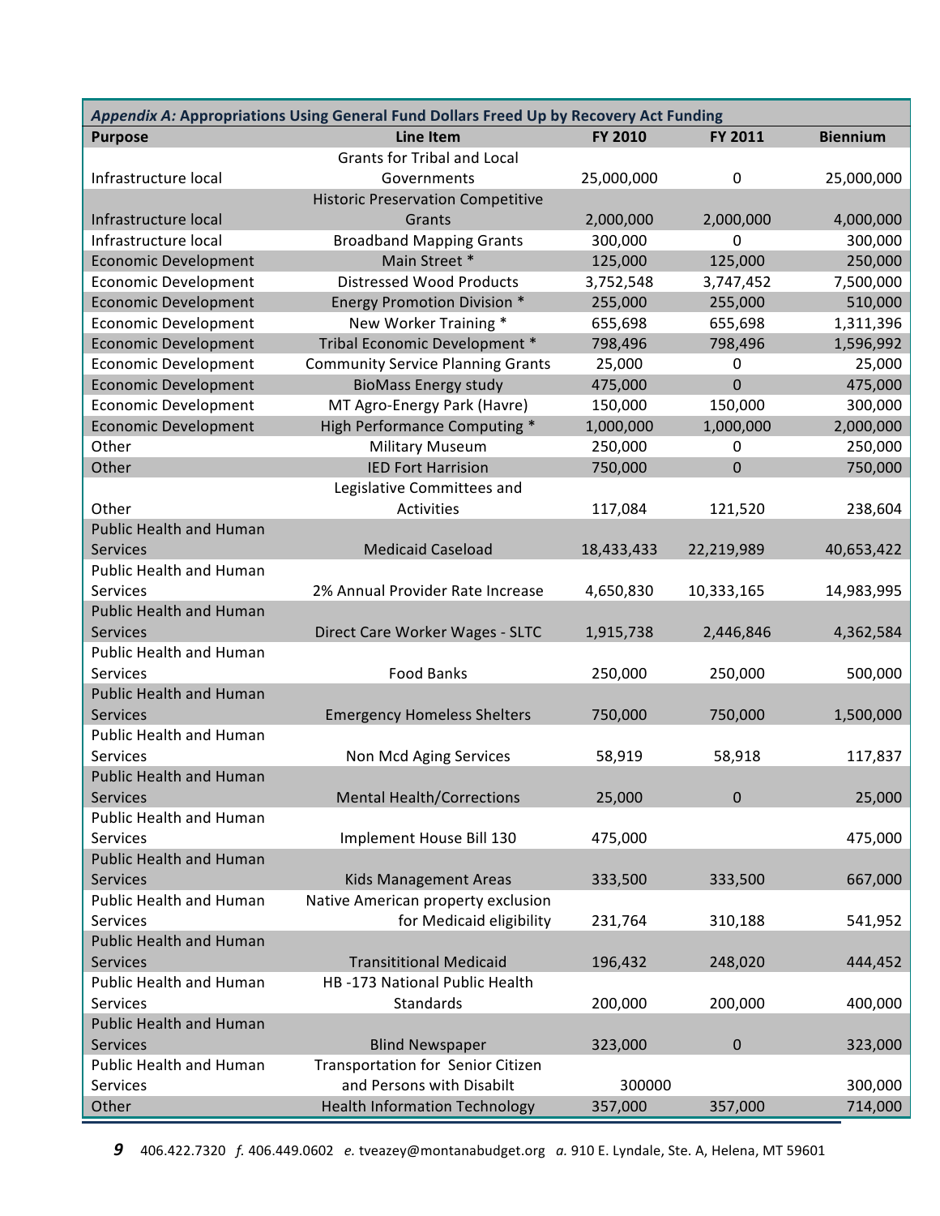| *Appendix A:* **Appropriations Using General Fund Dollars Freed Up by Recovery Act Funding** | | | | |
|---|---|---|---|---|
| **Purpose** | **Line Item** | **FY 2010** | **FY 2011** | **Biennium** |
| Infrastructure local | Grants for Tribal and Local Governments | 25,000,000 | 0 | 25,000,000 |
| Infrastructure local | Historic Preservation Competitive Grants | 2,000,000 | 2,000,000 | 4,000,000 |
| Infrastructure local | Broadband Mapping Grants | 300,000 | 0 | 300,000 |
| Economic Development | Main Street * | 125,000 | 125,000 | 250,000 |
| Economic Development | Distressed Wood Products | 3,752,548 | 3,747,452 | 7,500,000 |
| Economic Development | Energy Promotion Division * | 255,000 | 255,000 | 510,000 |
| Economic Development | New Worker Training * | 655,698 | 655,698 | 1,311,396 |
| Economic Development | Tribal Economic Development * | 798,496 | 798,496 | 1,596,992 |
| Economic Development | Community Service Planning Grants | 25,000 | 0 | 25,000 |
| Economic Development | BioMass Energy study | 475,000 | 0 | 475,000 |
| Economic Development | MT Agro-Energy Park (Havre) | 150,000 | 150,000 | 300,000 |
| Economic Development | High Performance Computing * | 1,000,000 | 1,000,000 | 2,000,000 |
| Other | Military Museum | 250,000 | 0 | 250,000 |
| Other | IED Fort Harrision | 750,000 | 0 | 750,000 |
| Other | Legislative Committees and Activities | 117,084 | 121,520 | 238,604 |
| Public Health and Human Services | Medicaid Caseload | 18,433,433 | 22,219,989 | 40,653,422 |
| Public Health and Human Services | 2% Annual Provider Rate Increase | 4,650,830 | 10,333,165 | 14,983,995 |
| Public Health and Human Services | Direct Care Worker Wages - SLTC | 1,915,738 | 2,446,846 | 4,362,584 |
| Public Health and Human Services | Food Banks | 250,000 | 250,000 | 500,000 |
| Public Health and Human Services | Emergency Homeless Shelters | 750,000 | 750,000 | 1,500,000 |
| Public Health and Human Services | Non Mcd Aging Services | 58,919 | 58,918 | 117,837 |
| Public Health and Human Services | Mental Health/Corrections | 25,000 | 0 | 25,000 |
| Public Health and Human Services | Implement House Bill 130 | 475,000 | | 475,000 |
| Public Health and Human Services | Kids Management Areas | 333,500 | 333,500 | 667,000 |
| Public Health and Human Services | Native American property exclusion for Medicaid eligibility | 231,764 | 310,188 | 541,952 |
| Public Health and Human Services | Transititional Medicaid | 196,432 | 248,020 | 444,452 |
| Public Health and Human Services | HB -173 National Public Health Standards | 200,000 | 200,000 | 400,000 |
| Public Health and Human Services | Blind Newspaper | 323,000 | 0 | 323,000 |
| Public Health and Human Services | Transportation for Senior Citizen and Persons with Disabilt | 300000 | | 300,000 |
| Other | Health Information Technology | 357,000 | 357,000 | 714,000 |

406.422.7320 *f.* 406.449.0602 *e.* tveazey@montanabudget.org *a.* 910 E. Lyndale, Ste. A, Helena, MT 59601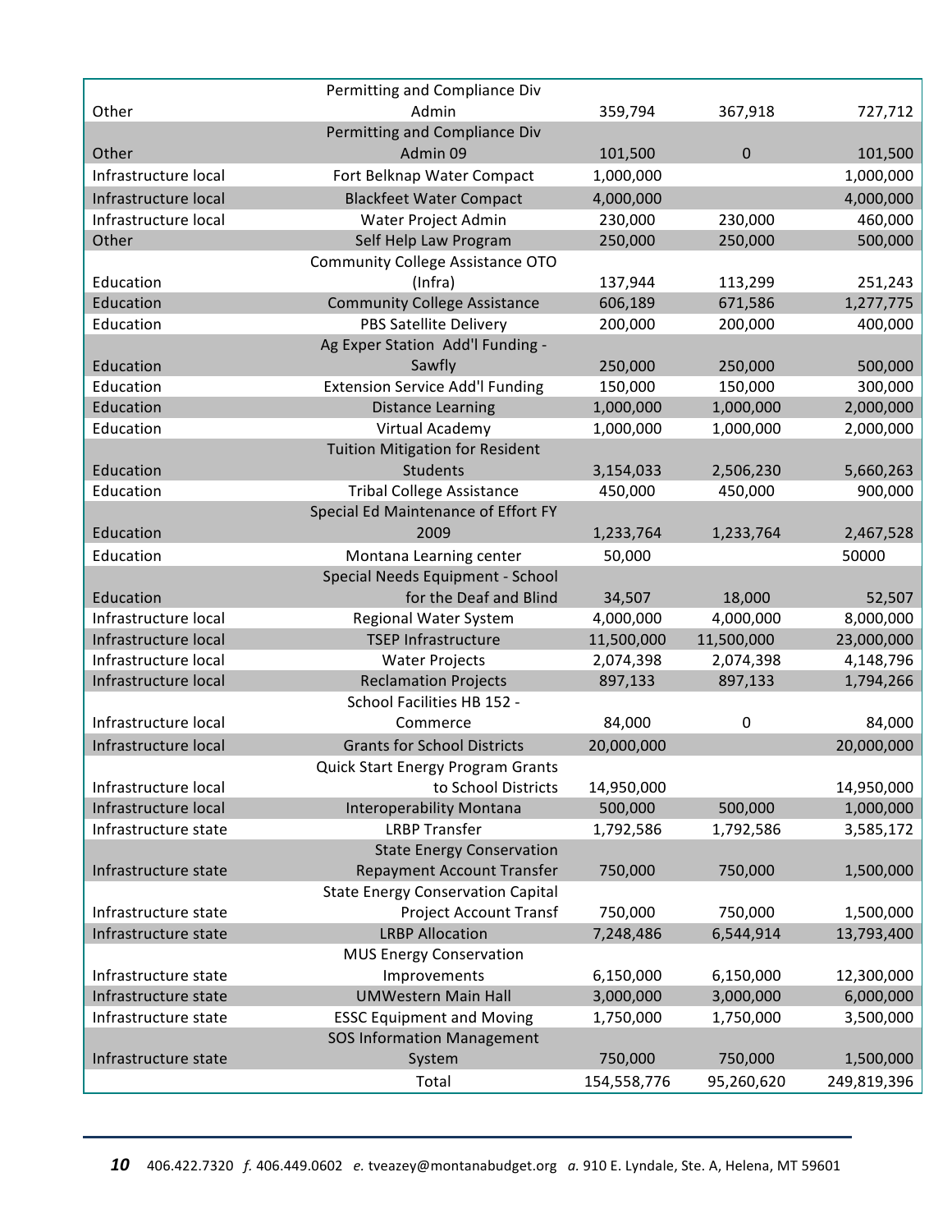| | | | | |
|---|---|---|---|---|
| Other | Permitting and Compliance Div Admin | 359,794 | 367,918 | 727,712 |
| Other | Permitting and Compliance Div Admin 09 | 101,500 | 0 | 101,500 |
| Infrastructure local | Fort Belknap Water Compact | 1,000,000 | | 1,000,000 |
| Infrastructure local | Blackfeet Water Compact | 4,000,000 | | 4,000,000 |
| Infrastructure local | Water Project Admin | 230,000 | 230,000 | 460,000 |
| Other | Self Help Law Program | 250,000 | 250,000 | 500,000 |
| Education | Community College Assistance OTO (Infra) | 137,944 | 113,299 | 251,243 |
| Education | Community College Assistance | 606,189 | 671,586 | 1,277,775 |
| Education | PBS Satellite Delivery | 200,000 | 200,000 | 400,000 |
| Education | Ag Exper Station Add'l Funding - Sawfly | 250,000 | 250,000 | 500,000 |
| Education | Extension Service Add'l Funding | 150,000 | 150,000 | 300,000 |
| Education | Distance Learning | 1,000,000 | 1,000,000 | 2,000,000 |
| Education | Virtual Academy | 1,000,000 | 1,000,000 | 2,000,000 |
| Education | Tuition Mitigation for Resident Students | 3,154,033 | 2,506,230 | 5,660,263 |
| Education | Tribal College Assistance | 450,000 | 450,000 | 900,000 |
| Education | Special Ed Maintenance of Effort FY 2009 | 1,233,764 | 1,233,764 | 2,467,528 |
| Education | Montana Learning center | 50,000 | | 50000 |
| Education | Special Needs Equipment - School for the Deaf and Blind | 34,507 | 18,000 | 52,507 |
| Infrastructure local | Regional Water System | 4,000,000 | 4,000,000 | 8,000,000 |
| Infrastructure local | TSEP Infrastructure | 11,500,000 | 11,500,000 | 23,000,000 |
| Infrastructure local | Water Projects | 2,074,398 | 2,074,398 | 4,148,796 |
| Infrastructure local | Reclamation Projects | 897,133 | 897,133 | 1,794,266 |
| Infrastructure local | School Facilities HB 152 - Commerce | 84,000 | 0 | 84,000 |
| Infrastructure local | Grants for School Districts | 20,000,000 | | 20,000,000 |
| Infrastructure local | Quick Start Energy Program Grants to School Districts | 14,950,000 | | 14,950,000 |
| Infrastructure local | Interoperability Montana | 500,000 | 500,000 | 1,000,000 |
| Infrastructure state | LRBP Transfer | 1,792,586 | 1,792,586 | 3,585,172 |
| Infrastructure state | State Energy Conservation Repayment Account Transfer | 750,000 | 750,000 | 1,500,000 |
| Infrastructure state | State Energy Conservation Capital Project Account Transf | 750,000 | 750,000 | 1,500,000 |
| Infrastructure state | LRBP Allocation | 7,248,486 | 6,544,914 | 13,793,400 |
| Infrastructure state | MUS Energy Conservation Improvements | 6,150,000 | 6,150,000 | 12,300,000 |
| Infrastructure state | UMWestern Main Hall | 3,000,000 | 3,000,000 | 6,000,000 |
| Infrastructure state | ESSC Equipment and Moving | 1,750,000 | 1,750,000 | 3,500,000 |
| Infrastructure state | SOS Information Management System | 750,000 | 750,000 | 1,500,000 |
| | Total | 154,558,776 | 95,260,620 | 249,819,396 |

406.422.7320 *f.* 406.449.0602 *e.* tveazey@montanabudget.org *a.* 910 E. Lyndale, Ste. A, Helena, MT 59601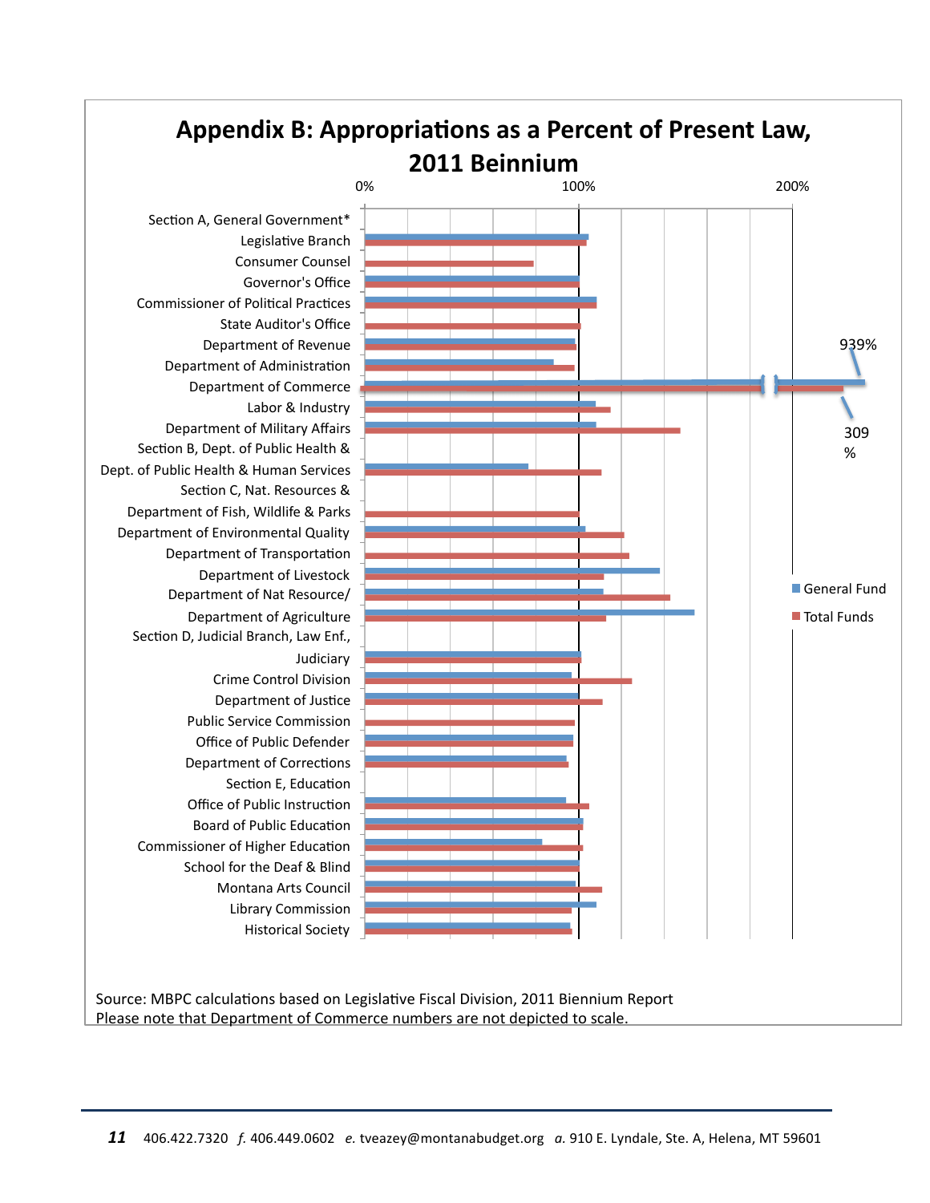# Appendix B: Appropriations as a Percent of Present Law, 2011 Beinnium

0%
100%
200%

Section A, General Government*
Legislative Branch
Consumer Counsel
Governor's Office
Commissioner of Political Practices
State Auditor's Office
Department of Revenue
Department of Administration
Department of Commerce
Labor & Industry
Department of Military Affairs
Section B, Dept. of Public Health &
Dept. of Public Health & Human Services
Section C, Nat. Resources &
Department of Fish, Wildlife & Parks
Department of Environmental Quality
Department of Transportation
Department of Livestock
Department of Nat Resource/
Department of Agriculture
Section D, Judicial Branch, Law Enf.,
Judiciary
Crime Control Division
Department of Justice
Public Service Commission
Office of Public Defender
Department of Corrections
Section E, Education
Office of Public Instruction
Board of Public Education
Commissioner of Higher Education
School for the Deaf & Blind
Montana Arts Council
Library Commission
Historical Society

939%

309 %

General Fund

Total Funds

Source: MBPC calculations based on Legislative Fiscal Division, 2011 Biennium Report
Please note that Department of Commerce numbers are not depicted to scale.

406.422.7320 *f.* 406.449.0602 *e.* tveazey@montanabudget.org *a.* 910 E. Lyndale, Ste. A, Helena, MT 59601